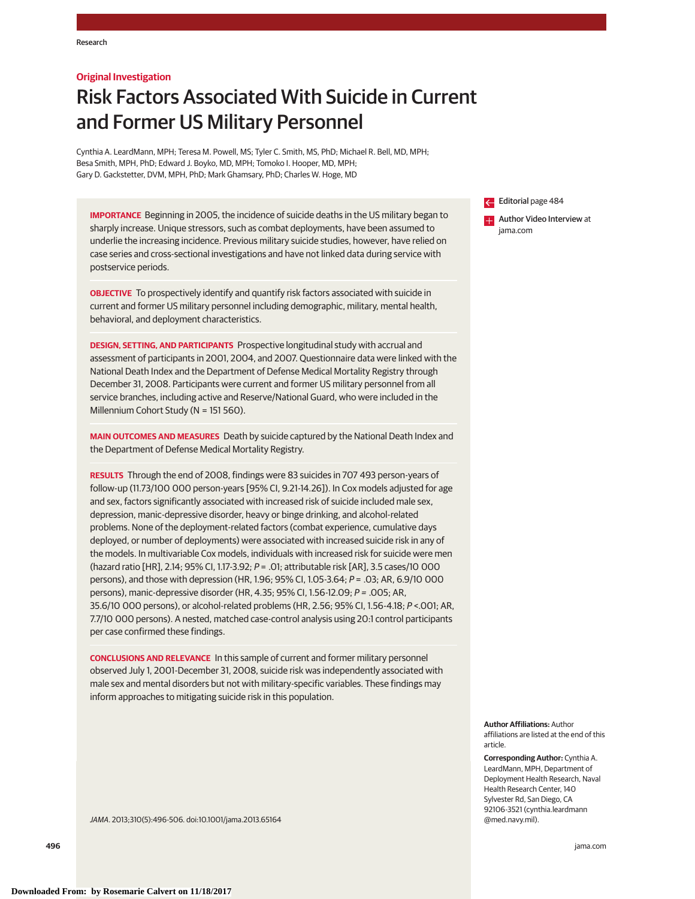Research

**Original Investigation**

# Risk Factors Associated With Suicide in Current and Former US Military Personnel

Cynthia A. LeardMann, MPH; Teresa M. Powell, MS; Tyler C. Smith, MS, PhD; Michael R. Bell, MD, MPH; Besa Smith, MPH, PhD; Edward J. Boyko, MD, MPH; Tomoko I. Hooper, MD, MPH; Gary D. Gackstetter, DVM, MPH, PhD; Mark Ghamsary, PhD; Charles W. Hoge, MD

**IMPORTANCE** Beginning in 2005, the incidence of suicide deaths in the US military began to sharply increase. Unique stressors, such as combat deployments, have been assumed to underlie the increasing incidence. Previous military suicide studies, however, have relied on case series and cross-sectional investigations and have not linked data during service with postservice periods.

**OBJECTIVE** To prospectively identify and quantify risk factors associated with suicide in current and former US military personnel including demographic, military, mental health, behavioral, and deployment characteristics.

**DESIGN, SETTING, AND PARTICIPANTS** Prospective longitudinal study with accrual and assessment of participants in 2001, 2004, and 2007. Questionnaire data were linked with the National Death Index and the Department of Defense Medical Mortality Registry through December 31, 2008. Participants were current and former US military personnel from all service branches, including active and Reserve/National Guard, who were included in the Millennium Cohort Study (N = 151 560).

**MAIN OUTCOMES AND MEASURES** Death by suicide captured by the National Death Index and the Department of Defense Medical Mortality Registry.

**RESULTS** Through the end of 2008, findings were 83 suicides in 707 493 person-years of follow-up (11.73/100 000 person-years [95% CI, 9.21-14.26]). In Cox models adjusted for age and sex, factors significantly associated with increased risk of suicide included male sex, depression, manic-depressive disorder, heavy or binge drinking, and alcohol-related problems. None of the deployment-related factors (combat experience, cumulative days deployed, or number of deployments) were associated with increased suicide risk in any of the models. In multivariable Cox models, individuals with increased risk for suicide were men (hazard ratio [HR], 2.14; 95% CI, 1.17-3.92; *P* = .01; attributable risk [AR], 3.5 cases/10 000 persons), and those with depression (HR, 1.96; 95% CI, 1.05-3.64; *P* = .03; AR, 6.9/10 000 persons), manic-depressive disorder (HR, 4.35; 95% CI, 1.56-12.09; *P* = .005; AR, 35.6/10 000 persons), or alcohol-related problems (HR, 2.56; 95% CI, 1.56-4.18; *P* <.001; AR, 7.7/10 000 persons). A nested, matched case-control analysis using 20:1 control participants per case confirmed these findings.

**CONCLUSIONS AND RELEVANCE** In this sample of current and former military personnel observed July 1, 2001-December 31, 2008, suicide risk was independently associated with male sex and mental disorders but not with military-specific variables. These findings may inform approaches to mitigating suicide risk in this population.

*JAMA*. 2013;310(5):496-506. doi:10.1001/jama.2013.65164

Editorial page 484

Author Video Interview at jama.com

**Author Affiliations:** Author affiliations are listed at the end of this article.

**Corresponding Author:** Cynthia A. LeardMann, MPH, Department of Deployment Health Research, Naval Health Research Center, 140 Sylvester Rd, San Diego, CA 92106-3521 (cynthia.leardmann@med.navy.mil).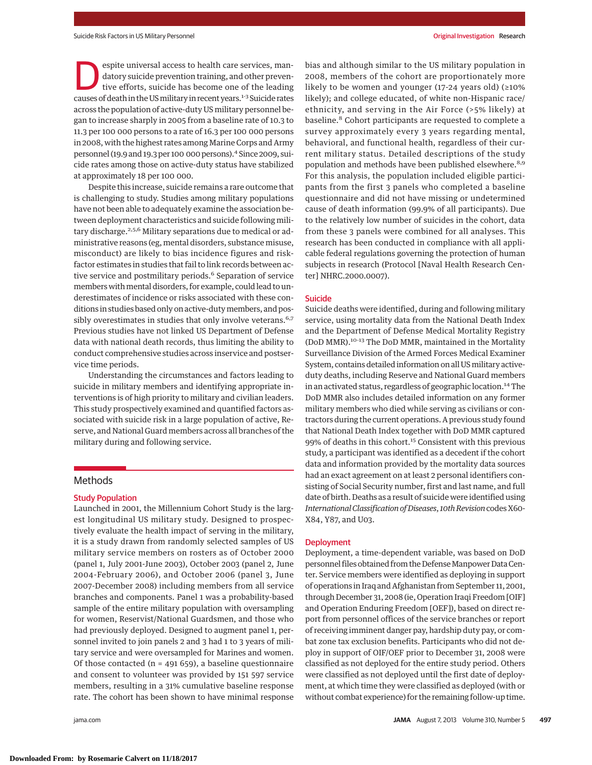Despite universal access to health care services, mandatory suicide prevention training, and other preventive efforts, suicide has become one of the leading causes of death in the US military in recent years.[1-3] Suicide rates across the population of active-duty US military personnel began to increase sharply in 2005 from a baseline rate of 10.3 to 11.3 per 100 000 persons to a rate of 16.3 per 100 000 persons in 2008, with the highest rates among Marine Corps and Army personnel (19.9 and 19.3 per 100 000 persons).[4] Since 2009, suicide rates among those on active-duty status have stabilized at approximately 18 per 100 000.

Despite this increase, suicide remains a rare outcome that is challenging to study. Studies among military populations have not been able to adequately examine the association between deployment characteristics and suicide following military discharge.[2,5,6] Military separations due to medical or administrative reasons (eg, mental disorders, substance misuse, misconduct) are likely to bias incidence figures and risk-factor estimates in studies that fail to link records between active service and postmilitary periods.[6] Separation of service members with mental disorders, for example, could lead to underestimates of incidence or risks associated with these conditions in studies based only on active-duty members, and possibly overestimates in studies that only involve veterans.[6,7] Previous studies have not linked US Department of Defense data with national death records, thus limiting the ability to conduct comprehensive studies across inservice and postservice time periods.

Understanding the circumstances and factors leading to suicide in military members and identifying appropriate interventions is of high priority to military and civilian leaders. This study prospectively examined and quantified factors associated with suicide risk in a large population of active, Reserve, and National Guard members across all branches of the military during and following service.

## Methods

### Study Population

Launched in 2001, the Millennium Cohort Study is the largest longitudinal US military study. Designed to prospectively evaluate the health impact of serving in the military, it is a study drawn from randomly selected samples of US military service members on rosters as of October 2000 (panel 1, July 2001-June 2003), October 2003 (panel 2, June 2004-February 2006), and October 2006 (panel 3, June 2007-December 2008) including members from all service branches and components. Panel 1 was a probability-based sample of the entire military population with oversampling for women, Reservist/National Guardsmen, and those who had previously deployed. Designed to augment panel 1, personnel invited to join panels 2 and 3 had 1 to 3 years of military service and were oversampled for Marines and women. Of those contacted (n = 491 659), a baseline questionnaire and consent to volunteer was provided by 151 597 service members, resulting in a 31% cumulative baseline response rate. The cohort has been shown to have minimal response bias and although similar to the US military population in 2008, members of the cohort are proportionately more likely to be women and younger (17-24 years old) (≥10% likely); and college educated, of white non-Hispanic race/ethnicity, and serving in the Air Force (>5% likely) at baseline.[8] Cohort participants are requested to complete a survey approximately every 3 years regarding mental, behavioral, and functional health, regardless of their current military status. Detailed descriptions of the study population and methods have been published elsewhere.[8,9] For this analysis, the population included eligible participants from the first 3 panels who completed a baseline questionnaire and did not have missing or undetermined cause of death information (99.9% of all participants). Due to the relatively low number of suicides in the cohort, data from these 3 panels were combined for all analyses. This research has been conducted in compliance with all applicable federal regulations governing the protection of human subjects in research (Protocol [Naval Health Research Center] NHRC.2000.0007).

### Suicide

Suicide deaths were identified, during and following military service, using mortality data from the National Death Index and the Department of Defense Medical Mortality Registry (DoD MMR).[10-13] The DoD MMR, maintained in the Mortality Surveillance Division of the Armed Forces Medical Examiner System, contains detailed information on all US military active-duty deaths, including Reserve and National Guard members in an activated status, regardless of geographic location.[14] The DoD MMR also includes detailed information on any former military members who died while serving as civilians or contractors during the current operations. A previous study found that National Death Index together with DoD MMR captured 99% of deaths in this cohort.[15] Consistent with this previous study, a participant was identified as a decedent if the cohort data and information provided by the mortality data sources had an exact agreement on at least 2 personal identifiers consisting of Social Security number, first and last name, and full date of birth. Deaths as a result of suicide were identified using *International Classification of Diseases, 10th Revision* codes X60-X84, Y87, and U03.

### Deployment

Deployment, a time-dependent variable, was based on DoD personnel files obtained from the Defense Manpower Data Center. Service members were identified as deploying in support of operations in Iraq and Afghanistan from September 11, 2001, through December 31, 2008 (ie, Operation Iraqi Freedom [OIF] and Operation Enduring Freedom [OEF]), based on direct report from personnel offices of the service branches or report of receiving imminent danger pay, hardship duty pay, or combat zone tax exclusion benefits. Participants who did not deploy in support of OIF/OEF prior to December 31, 2008 were classified as not deployed for the entire study period. Others were classified as not deployed until the first date of deployment, at which time they were classified as deployed (with or without combat experience) for the remaining follow-up time.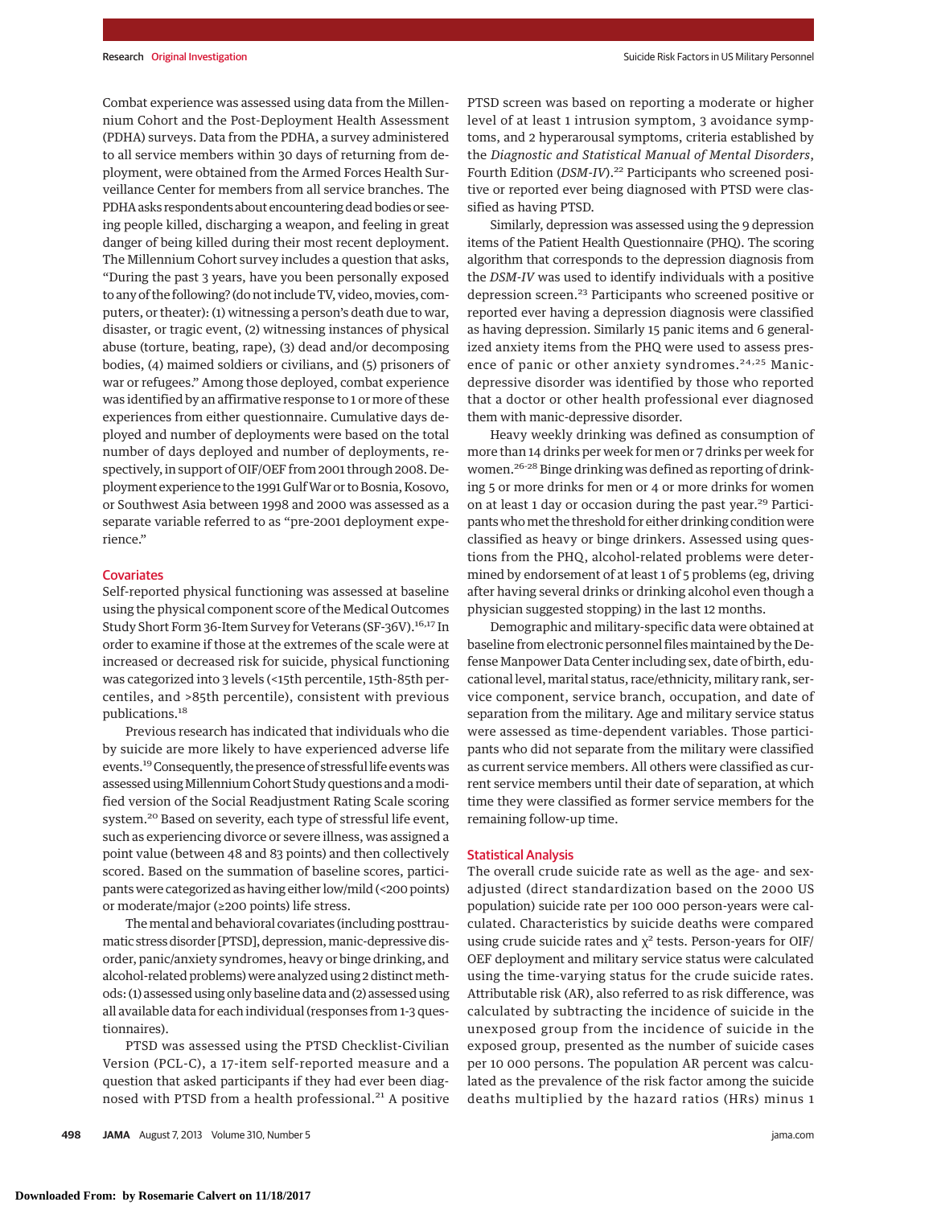Combat experience was assessed using data from the Millennium Cohort and the Post-Deployment Health Assessment (PDHA) surveys. Data from the PDHA, a survey administered to all service members within 30 days of returning from deployment, were obtained from the Armed Forces Health Surveillance Center for members from all service branches. The PDHA asks respondents about encountering dead bodies or seeing people killed, discharging a weapon, and feeling in great danger of being killed during their most recent deployment. The Millennium Cohort survey includes a question that asks, "During the past 3 years, have you been personally exposed to any of the following? (do not include TV, video, movies, computers, or theater): (1) witnessing a person's death due to war, disaster, or tragic event, (2) witnessing instances of physical abuse (torture, beating, rape), (3) dead and/or decomposing bodies, (4) maimed soldiers or civilians, and (5) prisoners of war or refugees." Among those deployed, combat experience was identified by an affirmative response to 1 or more of these experiences from either questionnaire. Cumulative days deployed and number of deployments were based on the total number of days deployed and number of deployments, respectively, in support of OIF/OEF from 2001 through 2008. Deployment experience to the 1991 Gulf War or to Bosnia, Kosovo, or Southwest Asia between 1998 and 2000 was assessed as a separate variable referred to as "pre-2001 deployment experience."

## Covariates

Self-reported physical functioning was assessed at baseline using the physical component score of the Medical Outcomes Study Short Form 36-Item Survey for Veterans (SF-36V).[16,17] In order to examine if those at the extremes of the scale were at increased or decreased risk for suicide, physical functioning was categorized into 3 levels (<15th percentile, 15th-85th percentiles, and >85th percentile), consistent with previous publications.[18]

Previous research has indicated that individuals who die by suicide are more likely to have experienced adverse life events.[19] Consequently, the presence of stressful life events was assessed using Millennium Cohort Study questions and a modified version of the Social Readjustment Rating Scale scoring system.[20] Based on severity, each type of stressful life event, such as experiencing divorce or severe illness, was assigned a point value (between 48 and 83 points) and then collectively scored. Based on the summation of baseline scores, participants were categorized as having either low/mild (<200 points) or moderate/major (≥200 points) life stress.

The mental and behavioral covariates (including posttraumatic stress disorder [PTSD], depression, manic-depressive disorder, panic/anxiety syndromes, heavy or binge drinking, and alcohol-related problems) were analyzed using 2 distinct methods: (1) assessed using only baseline data and (2) assessed using all available data for each individual (responses from 1-3 questionnaires).

PTSD was assessed using the PTSD Checklist-Civilian Version (PCL-C), a 17-item self-reported measure and a question that asked participants if they had ever been diagnosed with PTSD from a health professional.[21] A positive PTSD screen was based on reporting a moderate or higher level of at least 1 intrusion symptom, 3 avoidance symptoms, and 2 hyperarousal symptoms, criteria established by the *Diagnostic and Statistical Manual of Mental Disorders*, Fourth Edition (*DSM-IV*).[22] Participants who screened positive or reported ever being diagnosed with PTSD were classified as having PTSD.

Similarly, depression was assessed using the 9 depression items of the Patient Health Questionnaire (PHQ). The scoring algorithm that corresponds to the depression diagnosis from the *DSM-IV* was used to identify individuals with a positive depression screen.[23] Participants who screened positive or reported ever having a depression diagnosis were classified as having depression. Similarly 15 panic items and 6 generalized anxiety items from the PHQ were used to assess presence of panic or other anxiety syndromes.[24,25] Manic-depressive disorder was identified by those who reported that a doctor or other health professional ever diagnosed them with manic-depressive disorder.

Heavy weekly drinking was defined as consumption of more than 14 drinks per week for men or 7 drinks per week for women.[26-28] Binge drinking was defined as reporting of drinking 5 or more drinks for men or 4 or more drinks for women on at least 1 day or occasion during the past year.[29] Participants who met the threshold for either drinking condition were classified as heavy or binge drinkers. Assessed using questions from the PHQ, alcohol-related problems were determined by endorsement of at least 1 of 5 problems (eg, driving after having several drinks or drinking alcohol even though a physician suggested stopping) in the last 12 months.

Demographic and military-specific data were obtained at baseline from electronic personnel files maintained by the Defense Manpower Data Center including sex, date of birth, educational level, marital status, race/ethnicity, military rank, service component, service branch, occupation, and date of separation from the military. Age and military service status were assessed as time-dependent variables. Those participants who did not separate from the military were classified as current service members. All others were classified as current service members until their date of separation, at which time they were classified as former service members for the remaining follow-up time.

## Statistical Analysis

The overall crude suicide rate as well as the age- and sex-adjusted (direct standardization based on the 2000 US population) suicide rate per 100 000 person-years were calculated. Characteristics by suicide deaths were compared using crude suicide rates and $\chi^2$ tests. Person-years for OIF/OEF deployment and military service status were calculated using the time-varying status for the crude suicide rates. Attributable risk (AR), also referred to as risk difference, was calculated by subtracting the incidence of suicide in the unexposed group from the incidence of suicide in the exposed group, presented as the number of suicide cases per 10 000 persons. The population AR percent was calculated as the prevalence of the risk factor among the suicide deaths multiplied by the hazard ratios (HRs) minus 1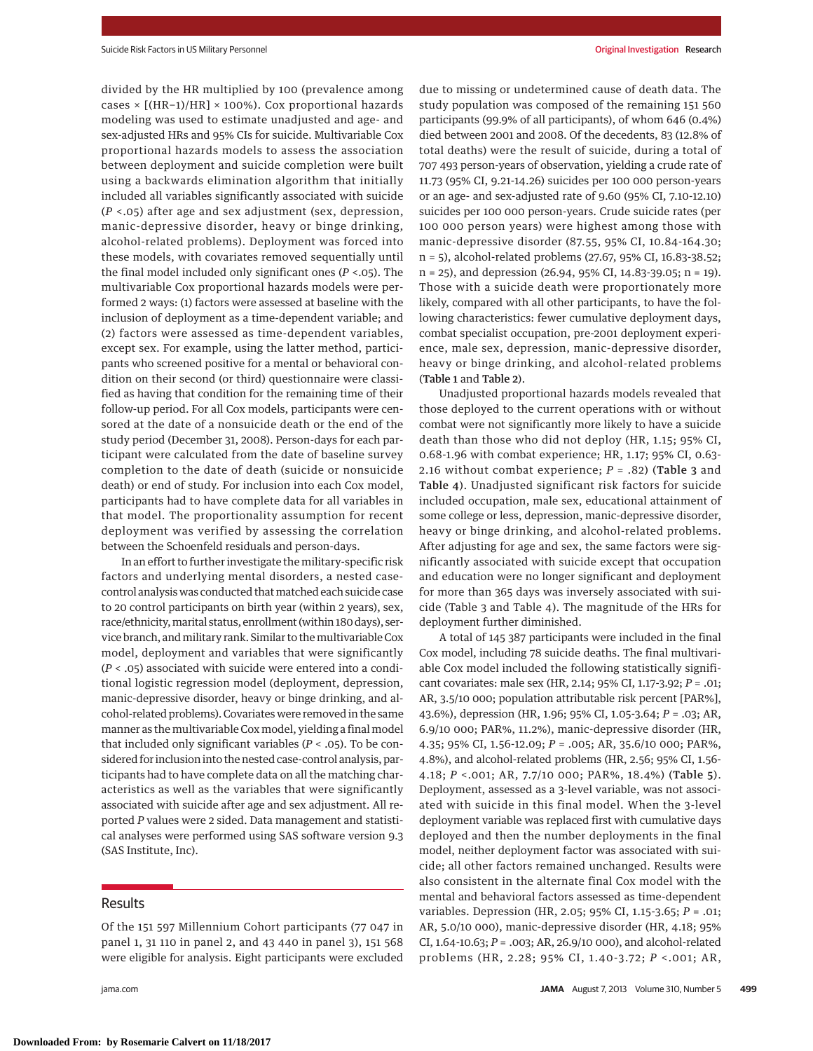divided by the HR multiplied by 100 (prevalence among cases × [(HR−1)/HR] × 100%). Cox proportional hazards modeling was used to estimate unadjusted and age- and sex-adjusted HRs and 95% CIs for suicide. Multivariable Cox proportional hazards models to assess the association between deployment and suicide completion were built using a backwards elimination algorithm that initially included all variables significantly associated with suicide (*P* <.05) after age and sex adjustment (sex, depression, manic-depressive disorder, heavy or binge drinking, alcohol-related problems). Deployment was forced into these models, with covariates removed sequentially until the final model included only significant ones (*P* <.05). The multivariable Cox proportional hazards models were performed 2 ways: (1) factors were assessed at baseline with the inclusion of deployment as a time-dependent variable; and (2) factors were assessed as time-dependent variables, except sex. For example, using the latter method, participants who screened positive for a mental or behavioral condition on their second (or third) questionnaire were classified as having that condition for the remaining time of their follow-up period. For all Cox models, participants were censored at the date of a nonsuicide death or the end of the study period (December 31, 2008). Person-days for each participant were calculated from the date of baseline survey completion to the date of death (suicide or nonsuicide death) or end of study. For inclusion into each Cox model, participants had to have complete data for all variables in that model. The proportionality assumption for recent deployment was verified by assessing the correlation between the Schoenfeld residuals and person-days.

In an effort to further investigate the military-specific risk factors and underlying mental disorders, a nested case-control analysis was conducted that matched each suicide case to 20 control participants on birth year (within 2 years), sex, race/ethnicity, marital status, enrollment (within 180 days), service branch, and military rank. Similar to the multivariable Cox model, deployment and variables that were significantly (*P* < .05) associated with suicide were entered into a conditional logistic regression model (deployment, depression, manic-depressive disorder, heavy or binge drinking, and alcohol-related problems). Covariates were removed in the same manner as the multivariable Cox model, yielding a final model that included only significant variables (*P* < .05). To be considered for inclusion into the nested case-control analysis, participants had to have complete data on all the matching characteristics as well as the variables that were significantly associated with suicide after age and sex adjustment. All reported *P* values were 2 sided. Data management and statistical analyses were performed using SAS software version 9.3 (SAS Institute, Inc).

## Results

Of the 151 597 Millennium Cohort participants (77 047 in panel 1, 31 110 in panel 2, and 43 440 in panel 3), 151 568 were eligible for analysis. Eight participants were excluded due to missing or undetermined cause of death data. The study population was composed of the remaining 151 560 participants (99.9% of all participants), of whom 646 (0.4%) died between 2001 and 2008. Of the decedents, 83 (12.8% of total deaths) were the result of suicide, during a total of 707 493 person-years of observation, yielding a crude rate of 11.73 (95% CI, 9.21-14.26) suicides per 100 000 person-years or an age- and sex-adjusted rate of 9.60 (95% CI, 7.10-12.10) suicides per 100 000 person-years. Crude suicide rates (per 100 000 person years) were highest among those with manic-depressive disorder (87.55, 95% CI, 10.84-164.30; n = 5), alcohol-related problems (27.67, 95% CI, 16.83-38.52; n = 25), and depression (26.94, 95% CI, 14.83-39.05; n = 19). Those with a suicide death were proportionately more likely, compared with all other participants, to have the following characteristics: fewer cumulative deployment days, combat specialist occupation, pre-2001 deployment experience, male sex, depression, manic-depressive disorder, heavy or binge drinking, and alcohol-related problems (**Table 1** and **Table 2**).

Unadjusted proportional hazards models revealed that those deployed to the current operations with or without combat were not significantly more likely to have a suicide death than those who did not deploy (HR, 1.15; 95% CI, 0.68-1.96 with combat experience; HR, 1.17; 95% CI, 0.63-2.16 without combat experience; *P* = .82) (**Table 3** and **Table 4**). Unadjusted significant risk factors for suicide included occupation, male sex, educational attainment of some college or less, depression, manic-depressive disorder, heavy or binge drinking, and alcohol-related problems. After adjusting for age and sex, the same factors were significantly associated with suicide except that occupation and education were no longer significant and deployment for more than 365 days was inversely associated with suicide (Table 3 and Table 4). The magnitude of the HRs for deployment further diminished.

A total of 145 387 participants were included in the final Cox model, including 78 suicide deaths. The final multivariable Cox model included the following statistically significant covariates: male sex (HR, 2.14; 95% CI, 1.17-3.92; *P* = .01; AR, 3.5/10 000; population attributable risk percent [PAR%], 43.6%), depression (HR, 1.96; 95% CI, 1.05-3.64; *P* = .03; AR, 6.9/10 000; PAR%, 11.2%), manic-depressive disorder (HR, 4.35; 95% CI, 1.56-12.09; *P* = .005; AR, 35.6/10 000; PAR%, 4.8%), and alcohol-related problems (HR, 2.56; 95% CI, 1.56-4.18; *P* <.001; AR, 7.7/10 000; PAR%, 18.4%) (**Table 5**). Deployment, assessed as a 3-level variable, was not associated with suicide in this final model. When the 3-level deployment variable was replaced first with cumulative days deployed and then the number deployments in the final model, neither deployment factor was associated with suicide; all other factors remained unchanged. Results were also consistent in the alternate final Cox model with the mental and behavioral factors assessed as time-dependent variables. Depression (HR, 2.05; 95% CI, 1.15-3.65; *P* = .01; AR, 5.0/10 000), manic-depressive disorder (HR, 4.18; 95% CI, 1.64-10.63; *P* = .003; AR, 26.9/10 000), and alcohol-related problems (HR, 2.28; 95% CI, 1.40-3.72; *P* <.001; AR,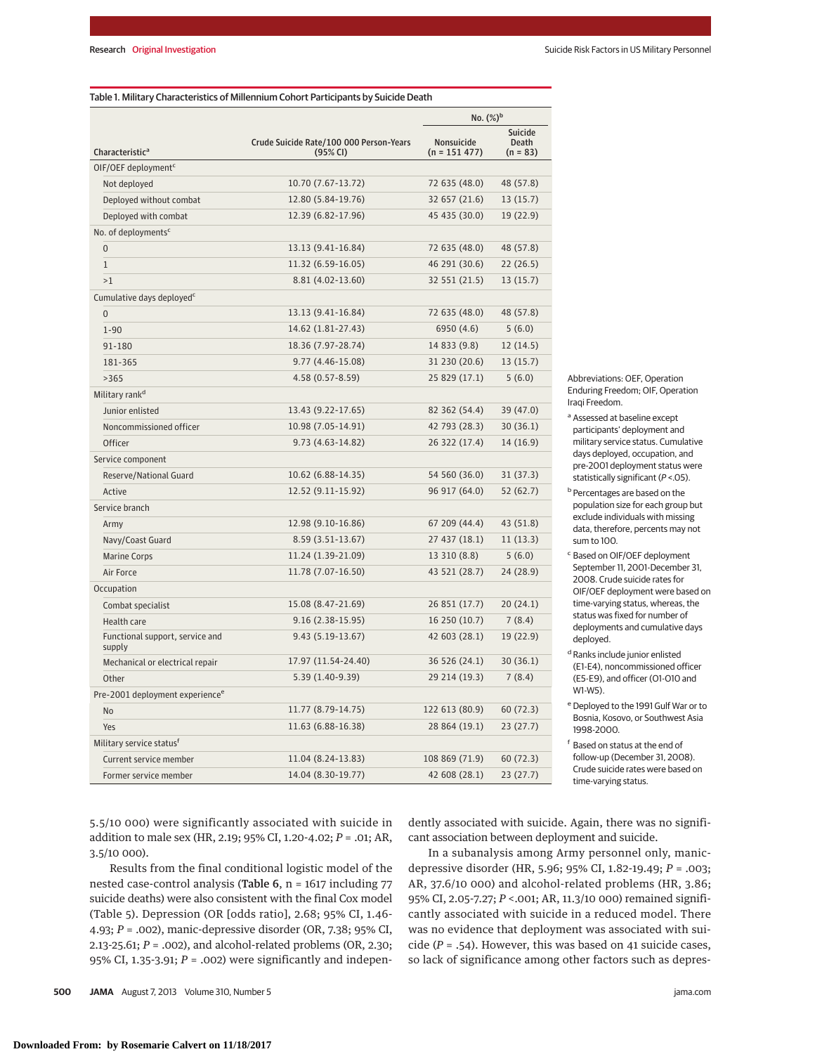Table 1. Military Characteristics of Millennium Cohort Participants by Suicide Death

| Characteristic[a] | Crude Suicide Rate/100 000 Person-Years (95% CI) | No. (%)[b] | |
|---|---|---|---|
| | | Nonsuicide (n = 151 477) | Suicide Death (n = 83) |
| OIF/OEF deployment[c] | | | |
| Not deployed | 10.70 (7.67-13.72) | 72 635 (48.0) | 48 (57.8) |
| Deployed without combat | 12.80 (5.84-19.76) | 32 657 (21.6) | 13 (15.7) |
| Deployed with combat | 12.39 (6.82-17.96) | 45 435 (30.0) | 19 (22.9) |
| No. of deployments[c] | | | |
| 0 | 13.13 (9.41-16.84) | 72 635 (48.0) | 48 (57.8) |
| 1 | 11.32 (6.59-16.05) | 46 291 (30.6) | 22 (26.5) |
| >1 | 8.81 (4.02-13.60) | 32 551 (21.5) | 13 (15.7) |
| Cumulative days deployed[c] | | | |
| 0 | 13.13 (9.41-16.84) | 72 635 (48.0) | 48 (57.8) |
| 1-90 | 14.62 (1.81-27.43) | 6950 (4.6) | 5 (6.0) |
| 91-180 | 18.36 (7.97-28.74) | 14 833 (9.8) | 12 (14.5) |
| 181-365 | 9.77 (4.46-15.08) | 31 230 (20.6) | 13 (15.7) |
| >365 | 4.58 (0.57-8.59) | 25 829 (17.1) | 5 (6.0) |
| Military rank[d] | | | |
| Junior enlisted | 13.43 (9.22-17.65) | 82 362 (54.4) | 39 (47.0) |
| Noncommissioned officer | 10.98 (7.05-14.91) | 42 793 (28.3) | 30 (36.1) |
| Officer | 9.73 (4.63-14.82) | 26 322 (17.4) | 14 (16.9) |
| Service component | | | |
| Reserve/National Guard | 10.62 (6.88-14.35) | 54 560 (36.0) | 31 (37.3) |
| Active | 12.52 (9.11-15.92) | 96 917 (64.0) | 52 (62.7) |
| Service branch | | | |
| Army | 12.98 (9.10-16.86) | 67 209 (44.4) | 43 (51.8) |
| Navy/Coast Guard | 8.59 (3.51-13.67) | 27 437 (18.1) | 11 (13.3) |
| Marine Corps | 11.24 (1.39-21.09) | 13 310 (8.8) | 5 (6.0) |
| Air Force | 11.78 (7.07-16.50) | 43 521 (28.7) | 24 (28.9) |
| Occupation | | | |
| Combat specialist | 15.08 (8.47-21.69) | 26 851 (17.7) | 20 (24.1) |
| Health care | 9.16 (2.38-15.95) | 16 250 (10.7) | 7 (8.4) |
| Functional support, service and supply | 9.43 (5.19-13.67) | 42 603 (28.1) | 19 (22.9) |
| Mechanical or electrical repair | 17.97 (11.54-24.40) | 36 526 (24.1) | 30 (36.1) |
| Other | 5.39 (1.40-9.39) | 29 214 (19.3) | 7 (8.4) |
| Pre-2001 deployment experience[e] | | | |
| No | 11.77 (8.79-14.75) | 122 613 (80.9) | 60 (72.3) |
| Yes | 11.63 (6.88-16.38) | 28 864 (19.1) | 23 (27.7) |
| Military service status[f] | | | |
| Current service member | 11.04 (8.24-13.83) | 108 869 (71.9) | 60 (72.3) |
| Former service member | 14.04 (8.30-19.77) | 42 608 (28.1) | 23 (27.7) |

Abbreviations: OEF, Operation Enduring Freedom; OIF, Operation Iraqi Freedom.

[a] Assessed at baseline except participants' deployment and military service status. Cumulative days deployed, occupation, and pre-2001 deployment status were statistically significant ($P < .05$).

[b] Percentages are based on the population size for each group but exclude individuals with missing data, therefore, percents may not sum to 100.

[c] Based on OIF/OEF deployment September 11, 2001-December 31, 2008. Crude suicide rates for OIF/OEF deployment were based on time-varying status, whereas, the status was fixed for number of deployments and cumulative days deployed.

[d] Ranks include junior enlisted (E1-E4), noncommissioned officer (E5-E9), and officer (O1-O10 and W1-W5).

[e] Deployed to the 1991 Gulf War or to Bosnia, Kosovo, or Southwest Asia 1998-2000.

[f] Based on status at the end of follow-up (December 31, 2008). Crude suicide rates were based on time-varying status.

5.5/10 000) were significantly associated with suicide in addition to male sex (HR, 2.19; 95% CI, 1.20-4.02; $P = .01$; AR, 3.5/10 000).

Results from the final conditional logistic model of the nested case-control analysis (**Table 6**, n = 1617 including 77 suicide deaths) were also consistent with the final Cox model (Table 5). Depression (OR [odds ratio], 2.68; 95% CI, 1.46-4.93; $P = .002$), manic-depressive disorder (OR, 7.38; 95% CI, 2.13-25.61; $P = .002$), and alcohol-related problems (OR, 2.30; 95% CI, 1.35-3.91; $P = .002$) were significantly and independently associated with suicide. Again, there was no significant association between deployment and suicide.

In a subanalysis among Army personnel only, manic-depressive disorder (HR, 5.96; 95% CI, 1.82-19.49; $P = .003$; AR, 37.6/10 000) and alcohol-related problems (HR, 3.86; 95% CI, 2.05-7.27; $P < .001$; AR, 11.3/10 000) remained significantly associated with suicide in a reduced model. There was no evidence that deployment was associated with suicide ($P = .54$). However, this was based on 41 suicide cases, so lack of significance among other factors such as depres-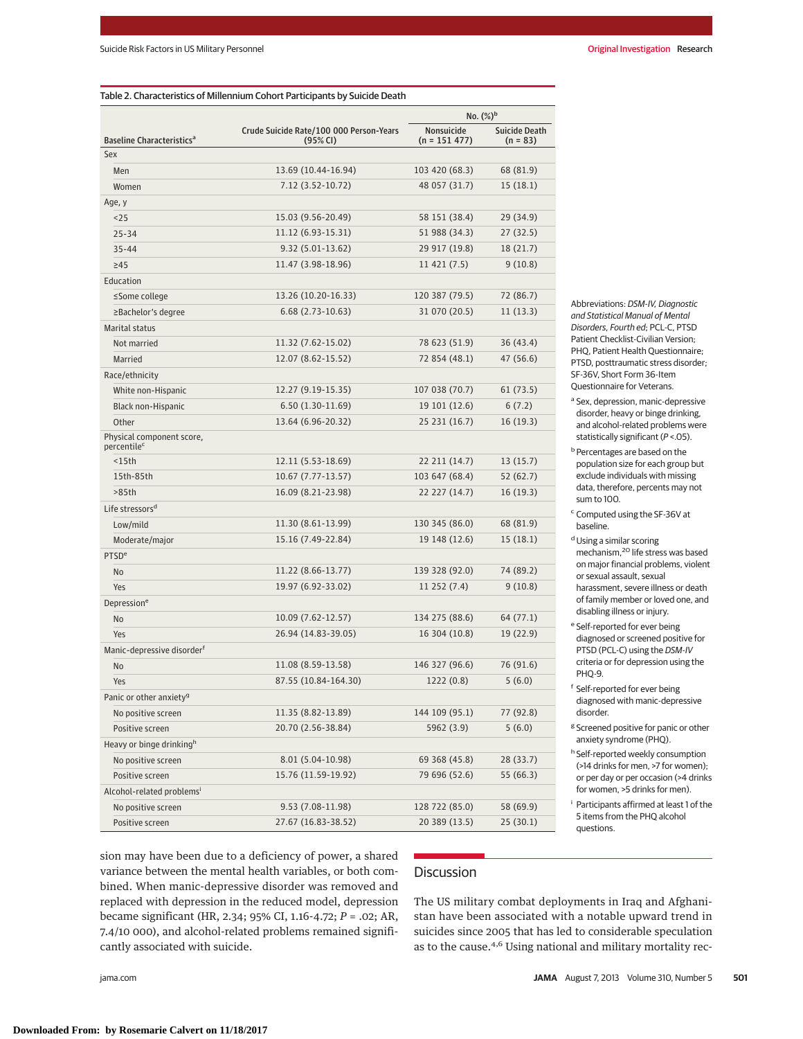Table 2. Characteristics of Millennium Cohort Participants by Suicide Death

| Baseline Characteristics[a] | Crude Suicide Rate/100 000 Person-Years (95% CI) | No. (%)[b] | |
|---|---|---|---|
| | | Nonsuicide (n = 151 477) | Suicide Death (n = 83) |
| **Sex** | | | |
| Men | 13.69 (10.44-16.94) | 103 420 (68.3) | 68 (81.9) |
| Women | 7.12 (3.52-10.72) | 48 057 (31.7) | 15 (18.1) |
| **Age, y** | | | |
| <25 | 15.03 (9.56-20.49) | 58 151 (38.4) | 29 (34.9) |
| 25-34 | 11.12 (6.93-15.31) | 51 988 (34.3) | 27 (32.5) |
| 35-44 | 9.32 (5.01-13.62) | 29 917 (19.8) | 18 (21.7) |
| ≥45 | 11.47 (3.98-18.96) | 11 421 (7.5) | 9 (10.8) |
| **Education** | | | |
| ≤Some college | 13.26 (10.20-16.33) | 120 387 (79.5) | 72 (86.7) |
| ≥Bachelor's degree | 6.68 (2.73-10.63) | 31 070 (20.5) | 11 (13.3) |
| **Marital status** | | | |
| Not married | 11.32 (7.62-15.02) | 78 623 (51.9) | 36 (43.4) |
| Married | 12.07 (8.62-15.52) | 72 854 (48.1) | 47 (56.6) |
| **Race/ethnicity** | | | |
| White non-Hispanic | 12.27 (9.19-15.35) | 107 038 (70.7) | 61 (73.5) |
| Black non-Hispanic | 6.50 (1.30-11.69) | 19 101 (12.6) | 6 (7.2) |
| Other | 13.64 (6.96-20.32) | 25 231 (16.7) | 16 (19.3) |
| **Physical component score, percentile**[c] | | | |
| <15th | 12.11 (5.53-18.69) | 22 211 (14.7) | 13 (15.7) |
| 15th-85th | 10.67 (7.77-13.57) | 103 647 (68.4) | 52 (62.7) |
| >85th | 16.09 (8.21-23.98) | 22 227 (14.7) | 16 (19.3) |
| **Life stressors**[d] | | | |
| Low/mild | 11.30 (8.61-13.99) | 130 345 (86.0) | 68 (81.9) |
| Moderate/major | 15.16 (7.49-22.84) | 19 148 (12.6) | 15 (18.1) |
| **PTSD**[e] | | | |
| No | 11.22 (8.66-13.77) | 139 328 (92.0) | 74 (89.2) |
| Yes | 19.97 (6.92-33.02) | 11 252 (7.4) | 9 (10.8) |
| **Depression**[e] | | | |
| No | 10.09 (7.62-12.57) | 134 275 (88.6) | 64 (77.1) |
| Yes | 26.94 (14.83-39.05) | 16 304 (10.8) | 19 (22.9) |
| **Manic-depressive disorder**[f] | | | |
| No | 11.08 (8.59-13.58) | 146 327 (96.6) | 76 (91.6) |
| Yes | 87.55 (10.84-164.30) | 1222 (0.8) | 5 (6.0) |
| **Panic or other anxiety**[g] | | | |
| No positive screen | 11.35 (8.82-13.89) | 144 109 (95.1) | 77 (92.8) |
| Positive screen | 20.70 (2.56-38.84) | 5962 (3.9) | 5 (6.0) |
| **Heavy or binge drinking**[h] | | | |
| No positive screen | 8.01 (5.04-10.98) | 69 368 (45.8) | 28 (33.7) |
| Positive screen | 15.76 (11.59-19.92) | 79 696 (52.6) | 55 (66.3) |
| **Alcohol-related problems**[i] | | | |
| No positive screen | 9.53 (7.08-11.98) | 128 722 (85.0) | 58 (69.9) |
| Positive screen | 27.67 (16.83-38.52) | 20 389 (13.5) | 25 (30.1) |

Abbreviations: *DSM-IV*, *Diagnostic and Statistical Manual of Mental Disorders, Fourth ed*; PCL-C, PTSD Patient Checklist-Civilian Version; PHQ, Patient Health Questionnaire; PTSD, posttraumatic stress disorder; SF-36V, Short Form 36-Item Questionnaire for Veterans.

[a] Sex, depression, manic-depressive disorder, heavy or binge drinking, and alcohol-related problems were statistically significant ($P < .05$).

[b] Percentages are based on the population size for each group but exclude individuals with missing data, therefore, percents may not sum to 100.

[c] Computed using the SF-36V at baseline.

[d] Using a similar scoring mechanism,[20] life stress was based on major financial problems, violent or sexual assault, sexual harassment, severe illness or death of family member or loved one, and disabling illness or injury.

[e] Self-reported for ever being diagnosed or screened positive for PTSD (PCL-C) using the *DSM-IV* criteria or for depression using the PHQ-9.

[f] Self-reported for ever being diagnosed with manic-depressive disorder.

[g] Screened positive for panic or other anxiety syndrome (PHQ).

[h] Self-reported weekly consumption (>14 drinks for men, >7 for women); or per day or per occasion (>4 drinks for women, >5 drinks for men).

[i] Participants affirmed at least 1 of the 5 items from the PHQ alcohol questions.

sion may have been due to a deficiency of power, a shared variance between the mental health variables, or both combined. When manic-depressive disorder was removed and replaced with depression in the reduced model, depression became significant (HR, 2.34; 95% CI, 1.16-4.72; $P = .02$; AR, 7.4/10 000), and alcohol-related problems remained significantly associated with suicide.

## Discussion

The US military combat deployments in Iraq and Afghanistan have been associated with a notable upward trend in suicides since 2005 that has led to considerable speculation as to the cause.[4,6] Using national and military mortality rec-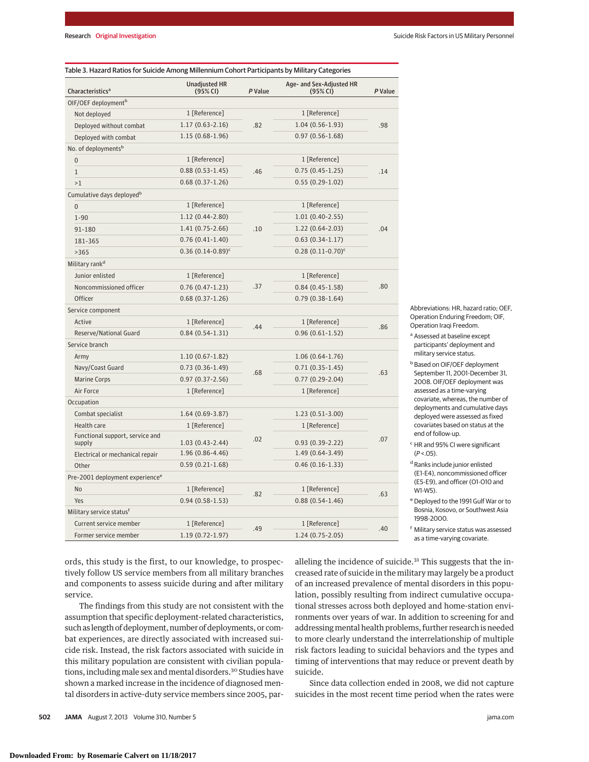Table 3. Hazard Ratios for Suicide Among Millennium Cohort Participants by Military Categories

| Characteristics[a] | Unadjusted HR (95% CI) | P Value | Age- and Sex-Adjusted HR (95% CI) | P Value |
|---|---|---|---|---|
| OIF/OEF deployment[b] | | | | |
| Not deployed | 1 [Reference] | .82 | 1 [Reference] | .98 |
| Deployed without combat | 1.17 (0.63-2.16) | | 1.04 (0.56-1.93) | |
| Deployed with combat | 1.15 (0.68-1.96) | | 0.97 (0.56-1.68) | |
| No. of deployments[b] | | | | |
| 0 | 1 [Reference] | .46 | 1 [Reference] | .14 |
| 1 | 0.88 (0.53-1.45) | | 0.75 (0.45-1.25) | |
| >1 | 0.68 (0.37-1.26) | | 0.55 (0.29-1.02) | |
| Cumulative days deployed[b] | | | | |
| 0 | 1 [Reference] | .10 | 1 [Reference] | .04 |
| 1-90 | 1.12 (0.44-2.80) | | 1.01 (0.40-2.55) | |
| 91-180 | 1.41 (0.75-2.66) | | 1.22 (0.64-2.03) | |
| 181-365 | 0.76 (0.41-1.40) | | 0.63 (0.34-1.17) | |
| >365 | 0.36 (0.14-0.89)[c] | | 0.28 (0.11-0.70)[c] | |
| Military rank[d] | | | | |
| Junior enlisted | 1 [Reference] | .37 | 1 [Reference] | .80 |
| Noncommissioned officer | 0.76 (0.47-1.23) | | 0.84 (0.45-1.58) | |
| Officer | 0.68 (0.37-1.26) | | 0.79 (0.38-1.64) | |
| Service component | | | | |
| Active | 1 [Reference] | .44 | 1 [Reference] | .86 |
| Reserve/National Guard | 0.84 (0.54-1.31) | | 0.96 (0.61-1.52) | |
| Service branch | | | | |
| Army | 1.10 (0.67-1.82) | .68 | 1.06 (0.64-1.76) | .63 |
| Navy/Coast Guard | 0.73 (0.36-1.49) | | 0.71 (0.35-1.45) | |
| Marine Corps | 0.97 (0.37-2.56) | | 0.77 (0.29-2.04) | |
| Air Force | 1 [Reference] | | 1 [Reference] | |
| Occupation | | | | |
| Combat specialist | 1.64 (0.69-3.87) | .02 | 1.23 (0.51-3.00) | .07 |
| Health care | 1 [Reference] | | 1 [Reference] | |
| Functional support, service and supply | 1.03 (0.43-2.44) | | 0.93 (0.39-2.22) | |
| Electrical or mechanical repair | 1.96 (0.86-4.46) | | 1.49 (0.64-3.49) | |
| Other | 0.59 (0.21-1.68) | | 0.46 (0.16-1.33) | |
| Pre-2001 deployment experience[e] | | | | |
| No | 1 [Reference] | .82 | 1 [Reference] | .63 |
| Yes | 0.94 (0.58-1.53) | | 0.88 (0.54-1.46) | |
| Military service status[f] | | | | |
| Current service member | 1 [Reference] | .49 | 1 [Reference] | .40 |
| Former service member | 1.19 (0.72-1.97) | | 1.24 (0.75-2.05) | |

Abbreviations: HR, hazard ratio; OEF, Operation Enduring Freedom; OIF, Operation Iraqi Freedom.

[a] Assessed at baseline except participants' deployment and military service status.

[b] Based on OIF/OEF deployment September 11, 2001-December 31, 2008. OIF/OEF deployment was assessed as a time-varying covariate, whereas, the number of deployments and cumulative days deployed were assessed as fixed covariates based on status at the end of follow-up.

[c] HR and 95% CI were significant ($P < .05$).

[d] Ranks include junior enlisted (E1-E4), noncommissioned officer (E5-E9), and officer (O1-O10 and W1-W5).

[e] Deployed to the 1991 Gulf War or to Bosnia, Kosovo, or Southwest Asia 1998-2000.

[f] Military service status was assessed as a time-varying covariate.

ords, this study is the first, to our knowledge, to prospectively follow US service members from all military branches and components to assess suicide during and after military service.

The findings from this study are not consistent with the assumption that specific deployment-related characteristics, such as length of deployment, number of deployments, or combat experiences, are directly associated with increased suicide risk. Instead, the risk factors associated with suicide in this military population are consistent with civilian populations, including male sex and mental disorders.[30] Studies have shown a marked increase in the incidence of diagnosed mental disorders in active-duty service members since 2005, paralleling the incidence of suicide.[31] This suggests that the increased rate of suicide in the military may largely be a product of an increased prevalence of mental disorders in this population, possibly resulting from indirect cumulative occupational stresses across both deployed and home-station environments over years of war. In addition to screening for and addressing mental health problems, further research is needed to more clearly understand the interrelationship of multiple risk factors leading to suicidal behaviors and the types and timing of interventions that may reduce or prevent death by suicide.

Since data collection ended in 2008, we did not capture suicides in the most recent time period when the rates were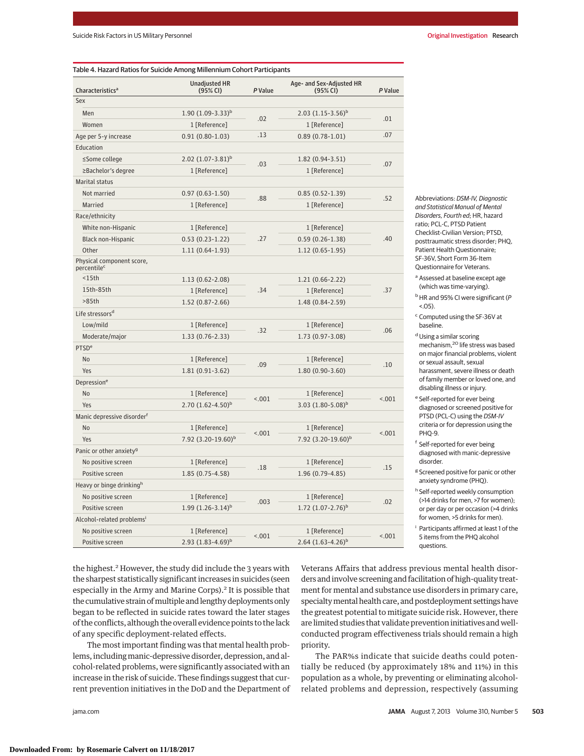Table 4. Hazard Ratios for Suicide Among Millennium Cohort Participants

| Characteristics[a] | Unadjusted HR (95% CI) | P Value | Age- and Sex-Adjusted HR (95% CI) | P Value |
|---|---|---|---|---|
| Sex | | | | |
| Men | 1.90 (1.09-3.33)[b] | .02 | 2.03 (1.15-3.56)[b] | .01 |
| Women | 1 [Reference] | | 1 [Reference] | |
| Age per 5-y increase | 0.91 (0.80-1.03) | .13 | 0.89 (0.78-1.01) | .07 |
| Education | | | | |
| ≤Some college | 2.02 (1.07-3.81)[b] | .03 | 1.82 (0.94-3.51) | .07 |
| ≥Bachelor's degree | 1 [Reference] | | 1 [Reference] | |
| Marital status | | | | |
| Not married | 0.97 (0.63-1.50) | .88 | 0.85 (0.52-1.39) | .52 |
| Married | 1 [Reference] | | 1 [Reference] | |
| Race/ethnicity | | | | |
| White non-Hispanic | 1 [Reference] | .27 | 1 [Reference] | .40 |
| Black non-Hispanic | 0.53 (0.23-1.22) | | 0.59 (0.26-1.38) | |
| Other | 1.11 (0.64-1.93) | | 1.12 (0.65-1.95) | |
| Physical component score, percentile[c] | | | | |
| <15th | 1.13 (0.62-2.08) | .34 | 1.21 (0.66-2.22) | .37 |
| 15th-85th | 1 [Reference] | | 1 [Reference] | |
| >85th | 1.52 (0.87-2.66) | | 1.48 (0.84-2.59) | |
| Life stressors[d] | | | | |
| Low/mild | 1 [Reference] | .32 | 1 [Reference] | .06 |
| Moderate/major | 1.33 (0.76-2.33) | | 1.73 (0.97-3.08) | |
| PTSD[e] | | | | |
| No | 1 [Reference] | .09 | 1 [Reference] | .10 |
| Yes | 1.81 (0.91-3.62) | | 1.80 (0.90-3.60) | |
| Depression[e] | | | | |
| No | 1 [Reference] | <.001 | 1 [Reference] | <.001 |
| Yes | 2.70 (1.62-4.50)[b] | | 3.03 (1.80-5.08)[b] | |
| Manic depressive disorder[f] | | | | |
| No | 1 [Reference] | <.001 | 1 [Reference] | <.001 |
| Yes | 7.92 (3.20-19.60)[b] | | 7.92 (3.20-19.60)[b] | |
| Panic or other anxiety[g] | | | | |
| No positive screen | 1 [Reference] | .18 | 1 [Reference] | .15 |
| Positive screen | 1.85 (0.75-4.58) | | 1.96 (0.79-4.85) | |
| Heavy or binge drinking[h] | | | | |
| No positive screen | 1 [Reference] | .003 | 1 [Reference] | .02 |
| Positive screen | 1.99 (1.26-3.14)[b] | | 1.72 (1.07-2.76)[b] | |
| Alcohol-related problems[i] | | | | |
| No positive screen | 1 [Reference] | <.001 | 1 [Reference] | <.001 |
| Positive screen | 2.93 (1.83-4.69)[b] | | 2.64 (1.63-4.26)[b] | |

Abbreviations: *DSM-IV, Diagnostic and Statistical Manual of Mental Disorders, Fourth ed*; HR, hazard ratio; PCL-C, PTSD Patient Checklist-Civilian Version; PTSD, posttraumatic stress disorder; PHQ, Patient Health Questionnaire; SF-36V, Short Form 36-Item Questionnaire for Veterans.

[a] Assessed at baseline except age (which was time-varying).

[b] HR and 95% CI were significant (*P* <.05).

[c] Computed using the SF-36V at baseline.

[d] Using a similar scoring mechanism,[20] life stress was based on major financial problems, violent or sexual assault, sexual harassment, severe illness or death of family member or loved one, and disabling illness or injury.

[e] Self-reported for ever being diagnosed or screened positive for PTSD (PCL-C) using the *DSM-IV* criteria or for depression using the PHQ-9.

[f] Self-reported for ever being diagnosed with manic-depressive disorder.

[g] Screened positive for panic or other anxiety syndrome (PHQ).

[h] Self-reported weekly consumption (>14 drinks for men, >7 for women); or per day or per occasion (>4 drinks for women, >5 drinks for men).

[i] Participants affirmed at least 1 of the 5 items from the PHQ alcohol questions.

the highest.[2] However, the study did include the 3 years with the sharpest statistically significant increases in suicides (seen especially in the Army and Marine Corps).[2] It is possible that the cumulative strain of multiple and lengthy deployments only began to be reflected in suicide rates toward the later stages of the conflicts, although the overall evidence points to the lack of any specific deployment-related effects.

The most important finding was that mental health problems, including manic-depressive disorder, depression, and alcohol-related problems, were significantly associated with an increase in the risk of suicide. These findings suggest that current prevention initiatives in the DoD and the Department of Veterans Affairs that address previous mental health disorders and involve screening and facilitation of high-quality treatment for mental and substance use disorders in primary care, specialty mental health care, and postdeployment settings have the greatest potential to mitigate suicide risk. However, there are limited studies that validate prevention initiatives and well-conducted program effectiveness trials should remain a high priority.

The PAR%s indicate that suicide deaths could potentially be reduced (by approximately 18% and 11%) in this population as a whole, by preventing or eliminating alcohol-related problems and depression, respectively (assuming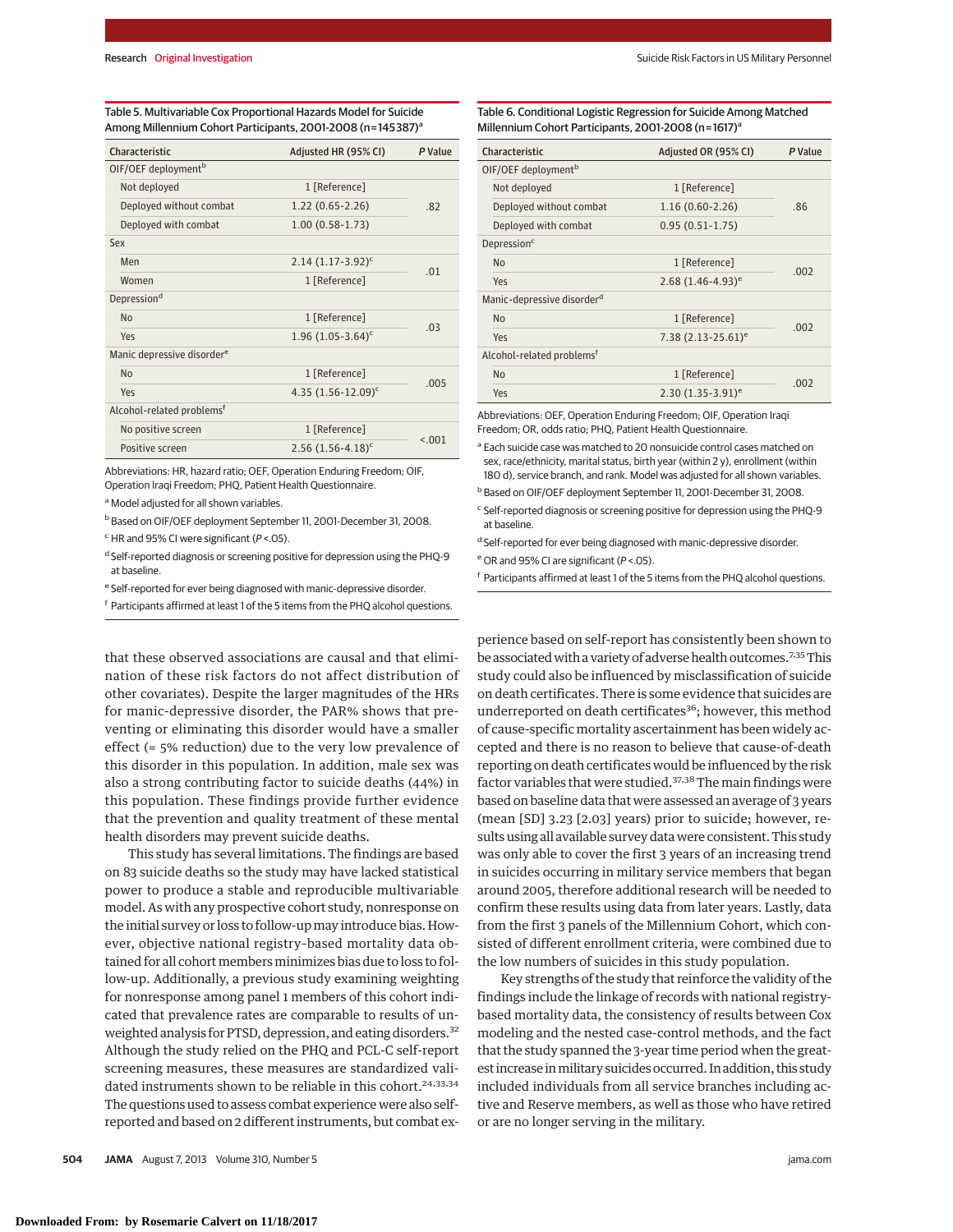Table 5. Multivariable Cox Proportional Hazards Model for Suicide Among Millennium Cohort Participants, 2001-2008 (n=145387)[a]

| Characteristic | Adjusted HR (95% CI) | *P* Value |
|---|---|---|
| OIF/OEF deployment[b] | | |
| Not deployed | 1 [Reference] | .82 |
| Deployed without combat | 1.22 (0.65-2.26) | |
| Deployed with combat | 1.00 (0.58-1.73) | |
| Sex | | |
| Men | 2.14 (1.17-3.92)[c] | .01 |
| Women | 1 [Reference] | |
| Depression[d] | | |
| No | 1 [Reference] | .03 |
| Yes | 1.96 (1.05-3.64)[c] | |
| Manic depressive disorder[e] | | |
| No | 1 [Reference] | .005 |
| Yes | 4.35 (1.56-12.09)[c] | |
| Alcohol-related problems[f] | | |
| No positive screen | 1 [Reference] | <.001 |
| Positive screen | 2.56 (1.56-4.18)[c] | |

Abbreviations: HR, hazard ratio; OEF, Operation Enduring Freedom; OIF, Operation Iraqi Freedom; PHQ, Patient Health Questionnaire.

[a] Model adjusted for all shown variables.

[b] Based on OIF/OEF deployment September 11, 2001-December 31, 2008.

[c] HR and 95% CI were significant ($P<.05$).

[d] Self-reported diagnosis or screening positive for depression using the PHQ-9 at baseline.

[e] Self-reported for ever being diagnosed with manic-depressive disorder.

[f] Participants affirmed at least 1 of the 5 items from the PHQ alcohol questions.

Table 6. Conditional Logistic Regression for Suicide Among Matched Millennium Cohort Participants, 2001-2008 (n=1617)[a]

| Characteristic | Adjusted OR (95% CI) | *P* Value |
|---|---|---|
| OIF/OEF deployment[b] | | |
| Not deployed | 1 [Reference] | .86 |
| Deployed without combat | 1.16 (0.60-2.26) | |
| Deployed with combat | 0.95 (0.51-1.75) | |
| Depression[c] | | |
| No | 1 [Reference] | .002 |
| Yes | 2.68 (1.46-4.93)[e] | |
| Manic-depressive disorder[d] | | |
| No | 1 [Reference] | .002 |
| Yes | 7.38 (2.13-25.61)[e] | |
| Alcohol-related problems[f] | | |
| No | 1 [Reference] | .002 |
| Yes | 2.30 (1.35-3.91)[e] | |

Abbreviations: OEF, Operation Enduring Freedom; OIF, Operation Iraqi Freedom; OR, odds ratio; PHQ, Patient Health Questionnaire.

[a] Each suicide case was matched to 20 nonsuicide control cases matched on sex, race/ethnicity, marital status, birth year (within 2 y), enrollment (within 180 d), service branch, and rank. Model was adjusted for all shown variables.

[b] Based on OIF/OEF deployment September 11, 2001-December 31, 2008.

[c] Self-reported diagnosis or screening positive for depression using the PHQ-9 at baseline.

[d] Self-reported for ever being diagnosed with manic-depressive disorder.

[e] OR and 95% CI are significant ($P<.05$).

[f] Participants affirmed at least 1 of the 5 items from the PHQ alcohol questions.

that these observed associations are causal and that elimination of these risk factors do not affect distribution of other covariates). Despite the larger magnitudes of the HRs for manic-depressive disorder, the PAR% shows that preventing or eliminating this disorder would have a smaller effect (≈ 5% reduction) due to the very low prevalence of this disorder in this population. In addition, male sex was also a strong contributing factor to suicide deaths (44%) in this population. These findings provide further evidence that the prevention and quality treatment of these mental health disorders may prevent suicide deaths.

This study has several limitations. The findings are based on 83 suicide deaths so the study may have lacked statistical power to produce a stable and reproducible multivariable model. As with any prospective cohort study, nonresponse on the initial survey or loss to follow-up may introduce bias. However, objective national registry–based mortality data obtained for all cohort members minimizes bias due to loss to follow-up. Additionally, a previous study examining weighting for nonresponse among panel 1 members of this cohort indicated that prevalence rates are comparable to results of unweighted analysis for PTSD, depression, and eating disorders.[32] Although the study relied on the PHQ and PCL-C self-report screening measures, these measures are standardized validated instruments shown to be reliable in this cohort.[24,33,34] The questions used to assess combat experience were also self-reported and based on 2 different instruments, but combat experience based on self-report has consistently been shown to be associated with a variety of adverse health outcomes.[7,35] This study could also be influenced by misclassification of suicide on death certificates. There is some evidence that suicides are underreported on death certificates[36]; however, this method of cause-specific mortality ascertainment has been widely accepted and there is no reason to believe that cause-of-death reporting on death certificates would be influenced by the risk factor variables that were studied.[37,38] The main findings were based on baseline data that were assessed an average of 3 years (mean [SD] 3.23 [2.03] years) prior to suicide; however, results using all available survey data were consistent. This study was only able to cover the first 3 years of an increasing trend in suicides occurring in military service members that began around 2005, therefore additional research will be needed to confirm these results using data from later years. Lastly, data from the first 3 panels of the Millennium Cohort, which consisted of different enrollment criteria, were combined due to the low numbers of suicides in this study population.

Key strengths of the study that reinforce the validity of the findings include the linkage of records with national registry-based mortality data, the consistency of results between Cox modeling and the nested case-control methods, and the fact that the study spanned the 3-year time period when the greatest increase in military suicides occurred. In addition, this study included individuals from all service branches including active and Reserve members, as well as those who have retired or are no longer serving in the military.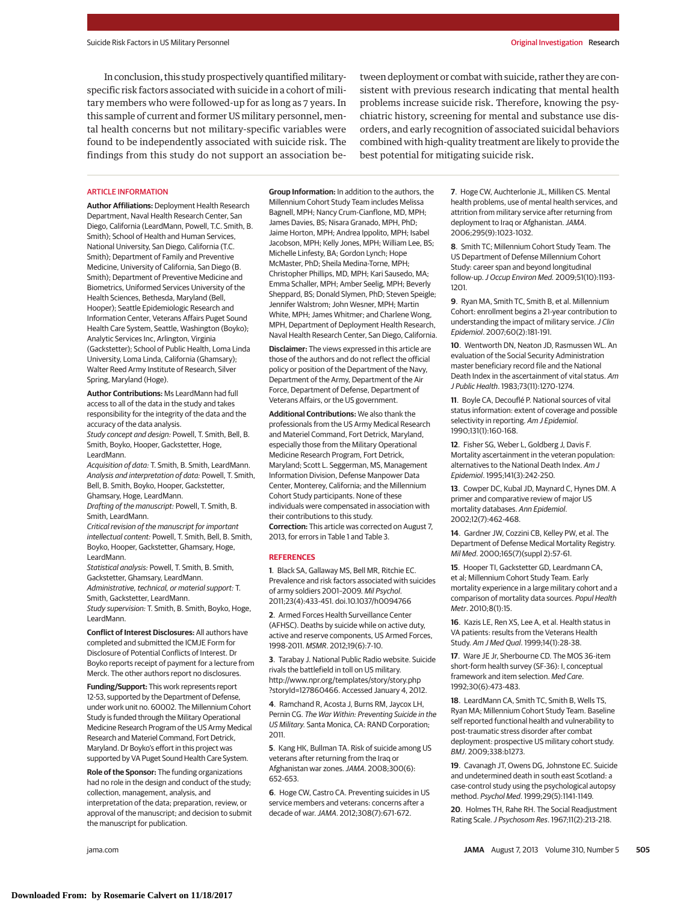In conclusion, this study prospectively quantified military-specific risk factors associated with suicide in a cohort of military members who were followed-up for as long as 7 years. In this sample of current and former US military personnel, mental health concerns but not military-specific variables were found to be independently associated with suicide risk. The findings from this study do not support an association between deployment or combat with suicide, rather they are consistent with previous research indicating that mental health problems increase suicide risk. Therefore, knowing the psychiatric history, screening for mental and substance use disorders, and early recognition of associated suicidal behaviors combined with high-quality treatment are likely to provide the best potential for mitigating suicide risk.

## ARTICLE INFORMATION

**Author Affiliations:** Deployment Health Research Department, Naval Health Research Center, San Diego, California (LeardMann, Powell, T.C. Smith, B. Smith); School of Health and Human Services, National University, San Diego, California (T.C. Smith); Department of Family and Preventive Medicine, University of California, San Diego (B. Smith); Department of Preventive Medicine and Biometrics, Uniformed Services University of the Health Sciences, Bethesda, Maryland (Bell, Hooper); Seattle Epidemiologic Research and Information Center, Veterans Affairs Puget Sound Health Care System, Seattle, Washington (Boyko); Analytic Services Inc, Arlington, Virginia (Gackstetter); School of Public Health, Loma Linda University, Loma Linda, California (Ghamsary); Walter Reed Army Institute of Research, Silver Spring, Maryland (Hoge).

**Author Contributions:** Ms LeardMann had full access to all of the data in the study and takes responsibility for the integrity of the data and the accuracy of the data analysis.
*Study concept and design:* Powell, T. Smith, Bell, B. Smith, Boyko, Hooper, Gackstetter, Hoge, LeardMann.
*Acquisition of data:* T. Smith, B. Smith, LeardMann.
*Analysis and interpretation of data:* Powell, T. Smith, Bell, B. Smith, Boyko, Hooper, Gackstetter, Ghamsary, Hoge, LeardMann.
*Drafting of the manuscript:* Powell, T. Smith, B. Smith, LeardMann.
*Critical revision of the manuscript for important intellectual content:* Powell, T. Smith, Bell, B. Smith, Boyko, Hooper, Gackstetter, Ghamsary, Hoge, LeardMann.
*Statistical analysis:* Powell, T. Smith, B. Smith, Gackstetter, Ghamsary, LeardMann.
*Administrative, technical, or material support:* T. Smith, Gackstetter, LeardMann.
*Study supervision:* T. Smith, B. Smith, Boyko, Hoge, LeardMann.

**Conflict of Interest Disclosures:** All authors have completed and submitted the ICMJE Form for Disclosure of Potential Conflicts of Interest. Dr Boyko reports receipt of payment for a lecture from Merck. The other authors report no disclosures.

**Funding/Support:** This work represents report 12-53, supported by the Department of Defense, under work unit no. 60002. The Millennium Cohort Study is funded through the Military Operational Medicine Research Program of the US Army Medical Research and Materiel Command, Fort Detrick, Maryland. Dr Boyko's effort in this project was supported by VA Puget Sound Health Care System.

**Role of the Sponsor:** The funding organizations had no role in the design and conduct of the study; collection, management, analysis, and interpretation of the data; preparation, review, or approval of the manuscript; and decision to submit the manuscript for publication.

**Group Information:** In addition to the authors, the Millennium Cohort Study Team includes Melissa Bagnell, MPH; Nancy Crum-Cianflone, MD, MPH; James Davies, BS; Nisara Granado, MPH, PhD; Jaime Horton, MPH; Andrea Ippolito, MPH; Isabel Jacobson, MPH; Kelly Jones, MPH; William Lee, BS; Michelle Linfesty, BA; Gordon Lynch; Hope McMaster, PhD; Sheila Medina-Torne, MPH; Christopher Phillips, MD, MPH; Kari Sausedo, MA; Emma Schaller, MPH; Amber Seelig, MPH; Beverly Sheppard, BS; Donald Slymen, PhD; Steven Speigle; Jennifer Walstrom; John Wesner, MPH; Martin White, MPH; James Whitmer; and Charlene Wong, MPH, Department of Deployment Health Research, Naval Health Research Center, San Diego, California.

**Disclaimer:** The views expressed in this article are those of the authors and do not reflect the official policy or position of the Department of the Navy, Department of the Army, Department of the Air Force, Department of Defense, Department of Veterans Affairs, or the US government.

**Additional Contributions:** We also thank the professionals from the US Army Medical Research and Materiel Command, Fort Detrick, Maryland, especially those from the Military Operational Medicine Research Program, Fort Detrick, Maryland; Scott L. Seggerman, MS, Management Information Division, Defense Manpower Data Center, Monterey, California; and the Millennium Cohort Study participants. None of these individuals were compensated in association with their contributions to this study.

**Correction:** This article was corrected on August 7, 2013, for errors in Table 1 and Table 3.

## REFERENCES

1. Black SA, Gallaway MS, Bell MR, Ritchie EC. Prevalence and risk factors associated with suicides of army soldiers 2001-2009. *Mil Psychol*. 2011;23(4):433-451. doi.10.1037/h0094766

2. Armed Forces Health Surveillance Center (AFHSC). Deaths by suicide while on active duty, active and reserve components, US Armed Forces, 1998-2011. *MSMR*. 2012;19(6):7-10.

3. Tarabay J. National Public Radio website. Suicide rivals the battlefield in toll on US military. http://www.npr.org/templates/story/story.php?storyId=127860466. Accessed January 4, 2012.

4. Ramchand R, Acosta J, Burns RM, Jaycox LH, Pernin CG. *The War Within: Preventing Suicide in the US Military.* Santa Monica, CA: RAND Corporation; 2011.

5. Kang HK, Bullman TA. Risk of suicide among US veterans after returning from the Iraq or Afghanistan war zones. *JAMA*. 2008;300(6):652-653.

6. Hoge CW, Castro CA. Preventing suicides in US service members and veterans: concerns after a decade of war. *JAMA*. 2012;308(7):671-672.

7. Hoge CW, Auchterlonie JL, Milliken CS. Mental health problems, use of mental health services, and attrition from military service after returning from deployment to Iraq or Afghanistan. *JAMA*. 2006;295(9):1023-1032.

8. Smith TC; Millennium Cohort Study Team. The US Department of Defense Millennium Cohort Study: career span and beyond longitudinal follow-up. *J Occup Environ Med*. 2009;51(10):1193-1201.

9. Ryan MA, Smith TC, Smith B, et al. Millennium Cohort: enrollment begins a 21-year contribution to understanding the impact of military service. *J Clin Epidemiol*. 2007;60(2):181-191.

10. Wentworth DN, Neaton JD, Rasmussen WL. An evaluation of the Social Security Administration master beneficiary record file and the National Death Index in the ascertainment of vital status. *Am J Public Health*. 1983;73(11):1270-1274.

11. Boyle CA, Decouflé P. National sources of vital status information: extent of coverage and possible selectivity in reporting. *Am J Epidemiol*. 1990;131(1):160-168.

12. Fisher SG, Weber L, Goldberg J, Davis F. Mortality ascertainment in the veteran population: alternatives to the National Death Index. *Am J Epidemiol*. 1995;141(3):242-250.

13. Cowper DC, Kubal JD, Maynard C, Hynes DM. A primer and comparative review of major US mortality databases. *Ann Epidemiol*. 2002;12(7):462-468.

14. Gardner JW, Cozzini CB, Kelley PW, et al. The Department of Defense Medical Mortality Registry. *Mil Med*. 2000;165(7)(suppl 2):57-61.

15. Hooper TI, Gackstetter GD, Leardmann CA, et al; Millennium Cohort Study Team. Early mortality experience in a large military cohort and a comparison of mortality data sources. *Popul Health Metr*. 2010;8(1):15.

16. Kazis LE, Ren XS, Lee A, et al. Health status in VA patients: results from the Veterans Health Study. *Am J Med Qual*. 1999;14(1):28-38.

17. Ware JE Jr, Sherbourne CD. The MOS 36-item short-form health survey (SF-36): I, conceptual framework and item selection. *Med Care*. 1992;30(6):473-483.

18. LeardMann CA, Smith TC, Smith B, Wells TS, Ryan MA; Millennium Cohort Study Team. Baseline self reported functional health and vulnerability to post-traumatic stress disorder after combat deployment: prospective US military cohort study. *BMJ*. 2009;338:b1273.

19. Cavanagh JT, Owens DG, Johnstone EC. Suicide and undetermined death in south east Scotland: a case-control study using the psychological autopsy method. *Psychol Med*. 1999;29(5):1141-1149.

20. Holmes TH, Rahe RH. The Social Readjustment Rating Scale. *J Psychosom Res*. 1967;11(2):213-218.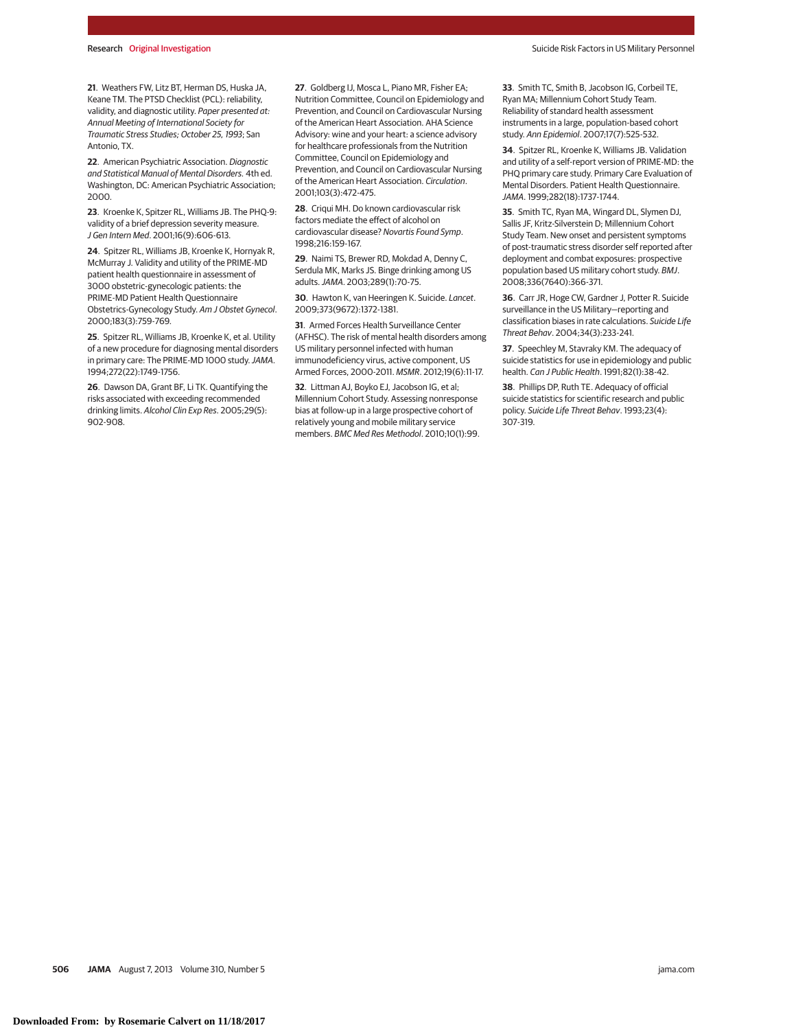21. Weathers FW, Litz BT, Herman DS, Huska JA, Keane TM. The PTSD Checklist (PCL): reliability, validity, and diagnostic utility. *Paper presented at: Annual Meeting of International Society for Traumatic Stress Studies; October 25, 1993*; San Antonio, TX.

22. American Psychiatric Association. *Diagnostic and Statistical Manual of Mental Disorders*. 4th ed. Washington, DC: American Psychiatric Association; 2000.

23. Kroenke K, Spitzer RL, Williams JB. The PHQ-9: validity of a brief depression severity measure. *J Gen Intern Med*. 2001;16(9):606-613.

24. Spitzer RL, Williams JB, Kroenke K, Hornyak R, McMurray J. Validity and utility of the PRIME-MD patient health questionnaire in assessment of 3000 obstetric-gynecologic patients: the PRIME-MD Patient Health Questionnaire Obstetrics-Gynecology Study. *Am J Obstet Gynecol*. 2000;183(3):759-769.

25. Spitzer RL, Williams JB, Kroenke K, et al. Utility of a new procedure for diagnosing mental disorders in primary care: The PRIME-MD 1000 study. *JAMA*. 1994;272(22):1749-1756.

26. Dawson DA, Grant BF, Li TK. Quantifying the risks associated with exceeding recommended drinking limits. *Alcohol Clin Exp Res*. 2005;29(5):902-908.

27. Goldberg IJ, Mosca L, Piano MR, Fisher EA; Nutrition Committee, Council on Epidemiology and Prevention, and Council on Cardiovascular Nursing of the American Heart Association. AHA Science Advisory: wine and your heart: a science advisory for healthcare professionals from the Nutrition Committee, Council on Epidemiology and Prevention, and Council on Cardiovascular Nursing of the American Heart Association. *Circulation*. 2001;103(3):472-475.

28. Criqui MH. Do known cardiovascular risk factors mediate the effect of alcohol on cardiovascular disease? *Novartis Found Symp*. 1998;216:159-167.

29. Naimi TS, Brewer RD, Mokdad A, Denny C, Serdula MK, Marks JS. Binge drinking among US adults. *JAMA*. 2003;289(1):70-75.

30. Hawton K, van Heeringen K. Suicide. *Lancet*. 2009;373(9672):1372-1381.

31. Armed Forces Health Surveillance Center (AFHSC). The risk of mental health disorders among US military personnel infected with human immunodeficiency virus, active component, US Armed Forces, 2000-2011. *MSMR*. 2012;19(6):11-17.

32. Littman AJ, Boyko EJ, Jacobson IG, et al; Millennium Cohort Study. Assessing nonresponse bias at follow-up in a large prospective cohort of relatively young and mobile military service members. *BMC Med Res Methodol*. 2010;10(1):99.

33. Smith TC, Smith B, Jacobson IG, Corbeil TE, Ryan MA; Millennium Cohort Study Team. Reliability of standard health assessment instruments in a large, population-based cohort study. *Ann Epidemiol*. 2007;17(7):525-532.

34. Spitzer RL, Kroenke K, Williams JB. Validation and utility of a self-report version of PRIME-MD: the PHQ primary care study. Primary Care Evaluation of Mental Disorders. Patient Health Questionnaire. *JAMA*. 1999;282(18):1737-1744.

35. Smith TC, Ryan MA, Wingard DL, Slymen DJ, Sallis JF, Kritz-Silverstein D; Millennium Cohort Study Team. New onset and persistent symptoms of post-traumatic stress disorder self reported after deployment and combat exposures: prospective population based US military cohort study. *BMJ*. 2008;336(7640):366-371.

36. Carr JR, Hoge CW, Gardner J, Potter R. Suicide surveillance in the US Military—reporting and classification biases in rate calculations. *Suicide Life Threat Behav*. 2004;34(3):233-241.

37. Speechley M, Stavraky KM. The adequacy of suicide statistics for use in epidemiology and public health. *Can J Public Health*. 1991;82(1):38-42.

38. Phillips DP, Ruth TE. Adequacy of official suicide statistics for scientific research and public policy. *Suicide Life Threat Behav*. 1993;23(4):307-319.